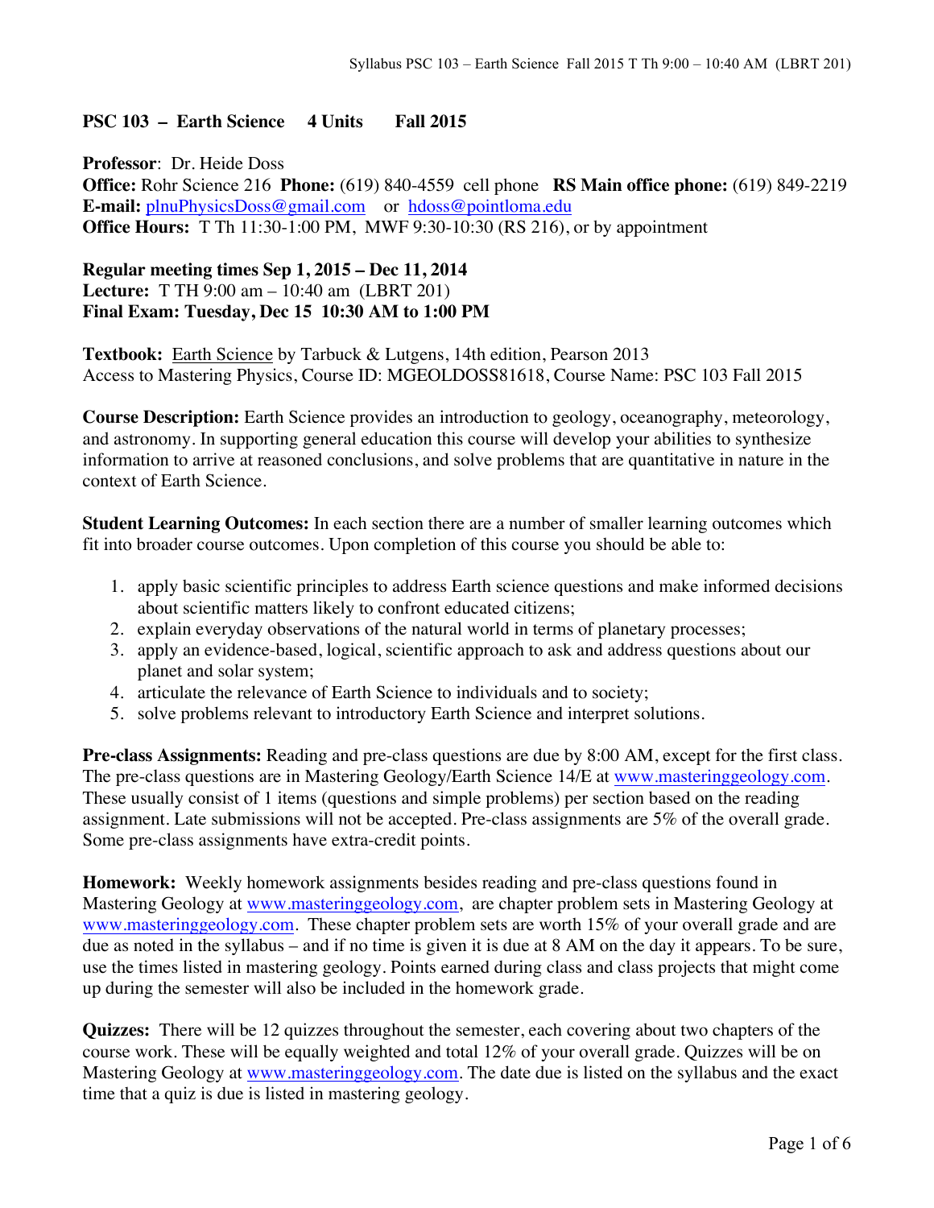**PSC 103 – Earth Science 4 Units Fall 2015**

**Professor**: Dr. Heide Doss
**Office:** Rohr Science 216 **Phone:** (619) 840-4559 cell phone **RS Main office phone:** (619) 849-2219
**E-mail:** plnuPhysicsDoss@gmail.com or hdoss@pointloma.edu
**Office Hours:** T Th 11:30-1:00 PM, MWF 9:30-10:30 (RS 216), or by appointment

**Regular meeting times Sep 1, 2015 – Dec 11, 2014**
**Lecture:** T TH 9:00 am – 10:40 am (LBRT 201)
**Final Exam: Tuesday, Dec 15 10:30 AM to 1:00 PM**

**Textbook:** Earth Science by Tarbuck & Lutgens, 14th edition, Pearson 2013
Access to Mastering Physics, Course ID: MGEOLDOSS81618, Course Name: PSC 103 Fall 2015

**Course Description:** Earth Science provides an introduction to geology, oceanography, meteorology, and astronomy. In supporting general education this course will develop your abilities to synthesize information to arrive at reasoned conclusions, and solve problems that are quantitative in nature in the context of Earth Science.

**Student Learning Outcomes:** In each section there are a number of smaller learning outcomes which fit into broader course outcomes. Upon completion of this course you should be able to:

1. apply basic scientific principles to address Earth science questions and make informed decisions about scientific matters likely to confront educated citizens;
2. explain everyday observations of the natural world in terms of planetary processes;
3. apply an evidence-based, logical, scientific approach to ask and address questions about our planet and solar system;
4. articulate the relevance of Earth Science to individuals and to society;
5. solve problems relevant to introductory Earth Science and interpret solutions.

**Pre-class Assignments:** Reading and pre-class questions are due by 8:00 AM, except for the first class. The pre-class questions are in Mastering Geology/Earth Science 14/E at www.masteringgeology.com. These usually consist of 1 items (questions and simple problems) per section based on the reading assignment. Late submissions will not be accepted. Pre-class assignments are 5% of the overall grade. Some pre-class assignments have extra-credit points.

**Homework:** Weekly homework assignments besides reading and pre-class questions found in Mastering Geology at www.masteringgeology.com, are chapter problem sets in Mastering Geology at www.masteringgeology.com. These chapter problem sets are worth 15% of your overall grade and are due as noted in the syllabus – and if no time is given it is due at 8 AM on the day it appears. To be sure, use the times listed in mastering geology. Points earned during class and class projects that might come up during the semester will also be included in the homework grade.

**Quizzes:** There will be 12 quizzes throughout the semester, each covering about two chapters of the course work. These will be equally weighted and total 12% of your overall grade. Quizzes will be on Mastering Geology at www.masteringgeology.com. The date due is listed on the syllabus and the exact time that a quiz is due is listed in mastering geology.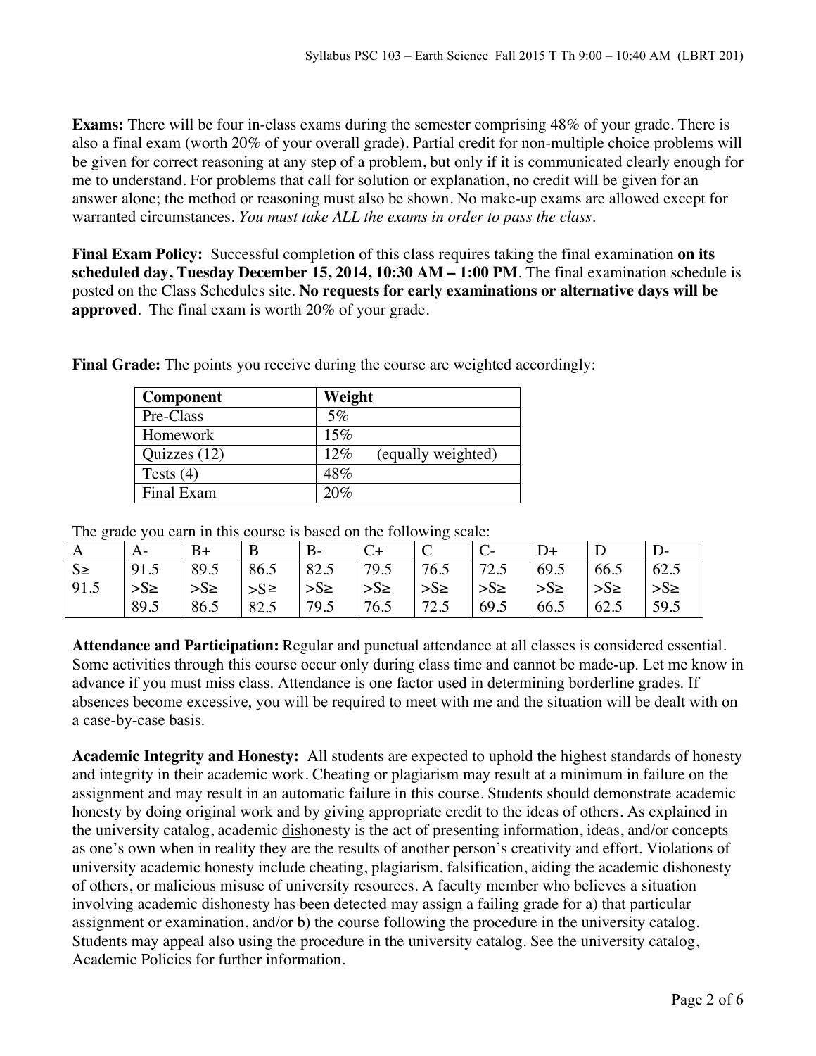**Exams:** There will be four in-class exams during the semester comprising 48% of your grade. There is also a final exam (worth 20% of your overall grade). Partial credit for non-multiple choice problems will be given for correct reasoning at any step of a problem, but only if it is communicated clearly enough for me to understand. For problems that call for solution or explanation, no credit will be given for an answer alone; the method or reasoning must also be shown. No make-up exams are allowed except for warranted circumstances. *You must take ALL the exams in order to pass the class.*

**Final Exam Policy:** Successful completion of this class requires taking the final examination **on its scheduled day, Tuesday December 15, 2014, 10:30 AM – 1:00 PM**. The final examination schedule is posted on the Class Schedules site. **No requests for early examinations or alternative days will be approved**. The final exam is worth 20% of your grade.

**Final Grade:** The points you receive during the course are weighted accordingly:

| Component | Weight |
|---|---|
| Pre-Class | 5% |
| Homework | 15% |
| Quizzes (12) | 12% (equally weighted) |
| Tests (4) | 48% |
| Final Exam | 20% |

The grade you earn in this course is based on the following scale:

| A | A- | B+ | B | B- | C+ | C | C- | D+ | D | D- |
|---|---|---|---|---|---|---|---|---|---|---|
| S≥ 91.5 | 91.5 >S≥ 89.5 | 89.5 >S≥ 86.5 | 86.5 >S ≥ 82.5 | 82.5 >S≥ 79.5 | 79.5 >S≥ 76.5 | 76.5 >S≥ 72.5 | 72.5 >S≥ 69.5 | 69.5 >S≥ 66.5 | 66.5 >S≥ 62.5 | 62.5 >S≥ 59.5 |

**Attendance and Participation:** Regular and punctual attendance at all classes is considered essential. Some activities through this course occur only during class time and cannot be made-up. Let me know in advance if you must miss class. Attendance is one factor used in determining borderline grades. If absences become excessive, you will be required to meet with me and the situation will be dealt with on a case-by-case basis.

**Academic Integrity and Honesty:** All students are expected to uphold the highest standards of honesty and integrity in their academic work. Cheating or plagiarism may result at a minimum in failure on the assignment and may result in an automatic failure in this course. Students should demonstrate academic honesty by doing original work and by giving appropriate credit to the ideas of others. As explained in the university catalog, academic <u>dis</u>honesty is the act of presenting information, ideas, and/or concepts as one's own when in reality they are the results of another person's creativity and effort. Violations of university academic honesty include cheating, plagiarism, falsification, aiding the academic dishonesty of others, or malicious misuse of university resources. A faculty member who believes a situation involving academic dishonesty has been detected may assign a failing grade for a) that particular assignment or examination, and/or b) the course following the procedure in the university catalog. Students may appeal also using the procedure in the university catalog. See the university catalog, Academic Policies for further information.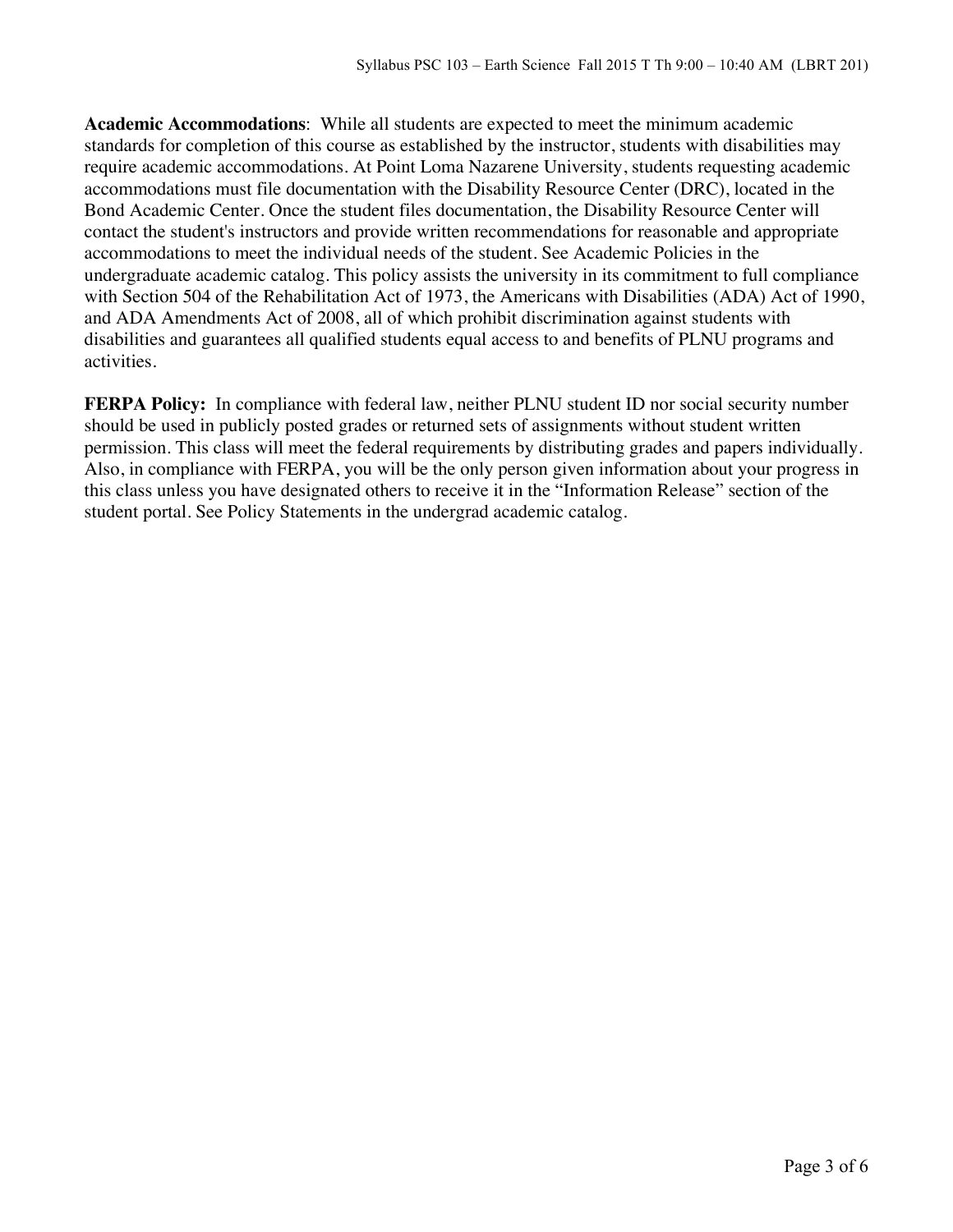**Academic Accommodations**: While all students are expected to meet the minimum academic standards for completion of this course as established by the instructor, students with disabilities may require academic accommodations. At Point Loma Nazarene University, students requesting academic accommodations must file documentation with the Disability Resource Center (DRC), located in the Bond Academic Center. Once the student files documentation, the Disability Resource Center will contact the student's instructors and provide written recommendations for reasonable and appropriate accommodations to meet the individual needs of the student. See Academic Policies in the undergraduate academic catalog. This policy assists the university in its commitment to full compliance with Section 504 of the Rehabilitation Act of 1973, the Americans with Disabilities (ADA) Act of 1990, and ADA Amendments Act of 2008, all of which prohibit discrimination against students with disabilities and guarantees all qualified students equal access to and benefits of PLNU programs and activities.

**FERPA Policy:** In compliance with federal law, neither PLNU student ID nor social security number should be used in publicly posted grades or returned sets of assignments without student written permission. This class will meet the federal requirements by distributing grades and papers individually. Also, in compliance with FERPA, you will be the only person given information about your progress in this class unless you have designated others to receive it in the "Information Release" section of the student portal. See Policy Statements in the undergrad academic catalog.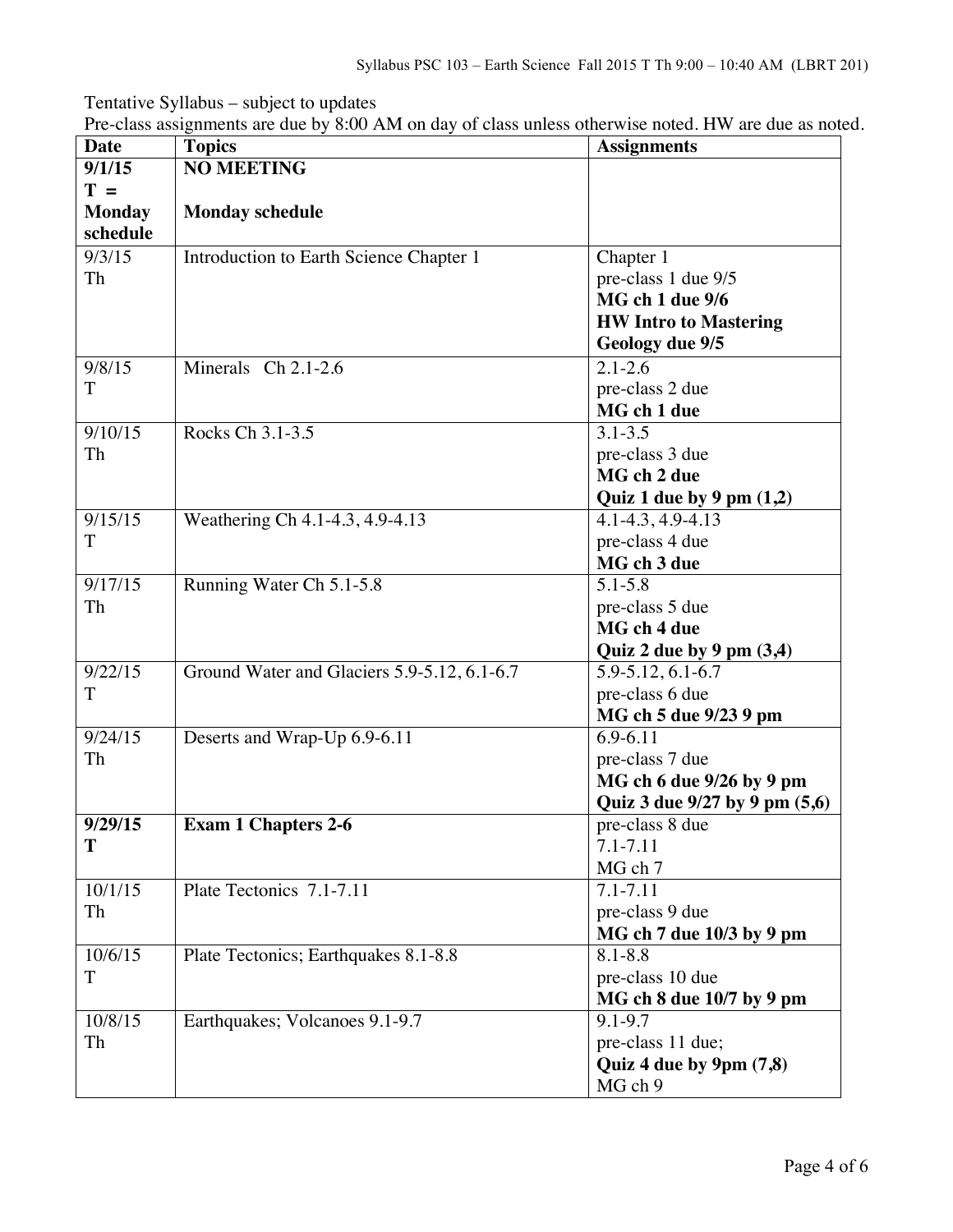Tentative Syllabus – subject to updates

Pre-class assignments are due by 8:00 AM on day of class unless otherwise noted. HW are due as noted.

| Date | Topics | Assignments |
|---|---|---|
| **9/1/15 T = Monday schedule** | **NO MEETING**<br><br>**Monday schedule** | |
| 9/3/15 Th | Introduction to Earth Science Chapter 1 | Chapter 1<br>pre-class 1 due 9/5<br>**MG ch 1 due 9/6**<br>**HW Intro to Mastering Geology due 9/5** |
| 9/8/15 T | Minerals Ch 2.1-2.6 | 2.1-2.6<br>pre-class 2 due<br>**MG ch 1 due** |
| 9/10/15 Th | Rocks Ch 3.1-3.5 | 3.1-3.5<br>pre-class 3 due<br>**MG ch 2 due**<br>**Quiz 1 due by 9 pm (1,2)** |
| 9/15/15 T | Weathering Ch 4.1-4.3, 4.9-4.13 | 4.1-4.3, 4.9-4.13<br>pre-class 4 due<br>**MG ch 3 due** |
| 9/17/15 Th | Running Water Ch 5.1-5.8 | 5.1-5.8<br>pre-class 5 due<br>**MG ch 4 due**<br>**Quiz 2 due by 9 pm (3,4)** |
| 9/22/15 T | Ground Water and Glaciers 5.9-5.12, 6.1-6.7 | 5.9-5.12, 6.1-6.7<br>pre-class 6 due<br>**MG ch 5 due 9/23 9 pm** |
| 9/24/15 Th | Deserts and Wrap-Up 6.9-6.11 | 6.9-6.11<br>pre-class 7 due<br>**MG ch 6 due 9/26 by 9 pm**<br>**Quiz 3 due 9/27 by 9 pm (5,6)** |
| **9/29/15 T** | **Exam 1 Chapters 2-6** | pre-class 8 due<br>7.1-7.11<br>MG ch 7 |
| 10/1/15 Th | Plate Tectonics 7.1-7.11 | 7.1-7.11<br>pre-class 9 due<br>**MG ch 7 due 10/3 by 9 pm** |
| 10/6/15 T | Plate Tectonics; Earthquakes 8.1-8.8 | 8.1-8.8<br>pre-class 10 due<br>**MG ch 8 due 10/7 by 9 pm** |
| 10/8/15 Th | Earthquakes; Volcanoes 9.1-9.7 | 9.1-9.7<br>pre-class 11 due;<br>**Quiz 4 due by 9pm (7,8)**<br>MG ch 9 |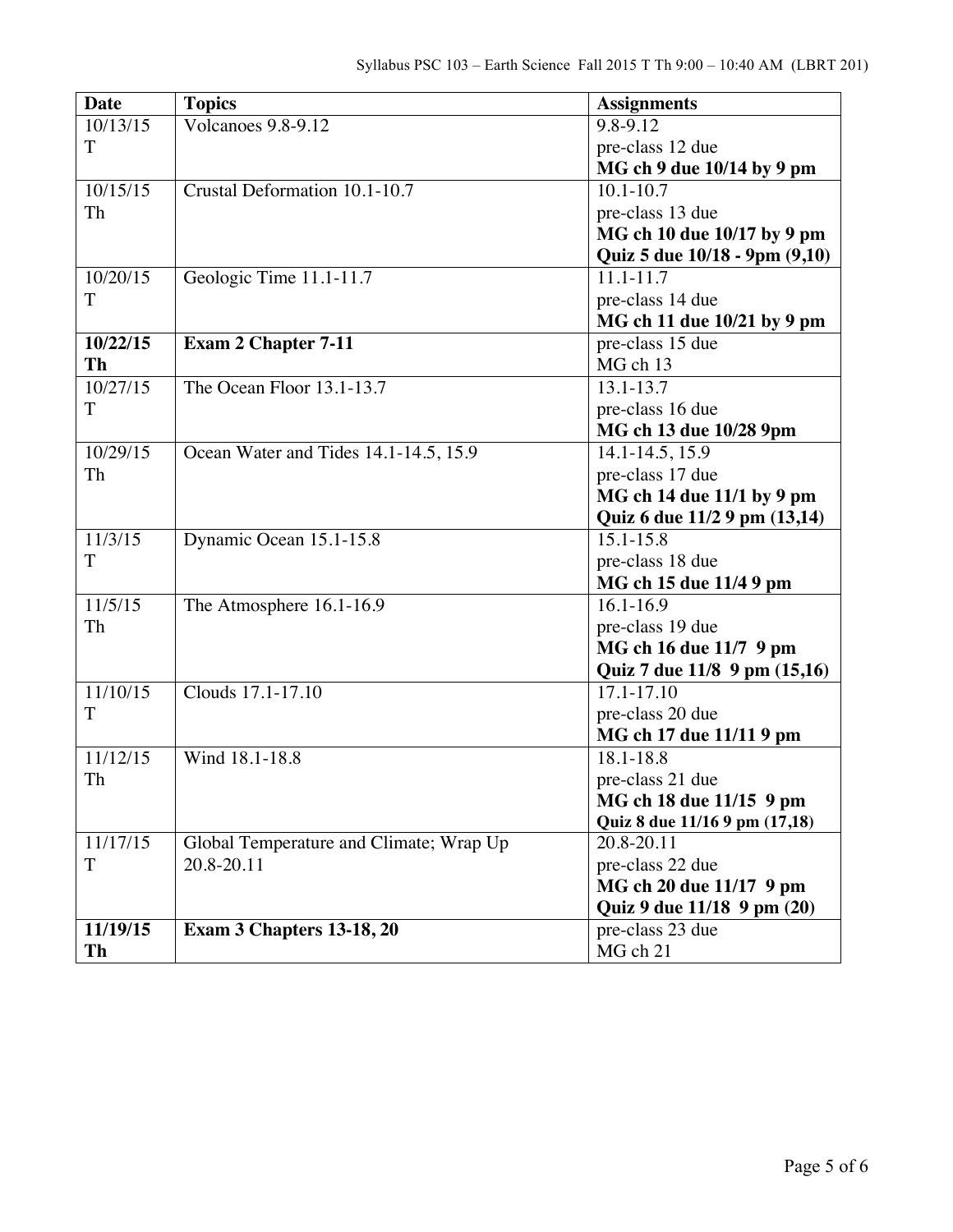| Date | Topics | Assignments |
| --- | --- | --- |
| 10/13/15 T | Volcanoes 9.8-9.12 | 9.8-9.12<br>pre-class 12 due<br>**MG ch 9 due 10/14 by 9 pm** |
| 10/15/15 Th | Crustal Deformation 10.1-10.7 | 10.1-10.7<br>pre-class 13 due<br>**MG ch 10 due 10/17 by 9 pm**<br>**Quiz 5 due 10/18 - 9pm (9,10)** |
| 10/20/15 T | Geologic Time 11.1-11.7 | 11.1-11.7<br>pre-class 14 due<br>**MG ch 11 due 10/21 by 9 pm** |
| **10/22/15 Th** | **Exam 2 Chapter 7-11** | pre-class 15 due<br>MG ch 13 |
| 10/27/15 T | The Ocean Floor 13.1-13.7 | 13.1-13.7<br>pre-class 16 due<br>**MG ch 13 due 10/28 9pm** |
| 10/29/15 Th | Ocean Water and Tides 14.1-14.5, 15.9 | 14.1-14.5, 15.9<br>pre-class 17 due<br>**MG ch 14 due 11/1 by 9 pm**<br>**Quiz 6 due 11/2 9 pm (13,14)** |
| 11/3/15 T | Dynamic Ocean 15.1-15.8 | 15.1-15.8<br>pre-class 18 due<br>**MG ch 15 due 11/4 9 pm** |
| 11/5/15 Th | The Atmosphere 16.1-16.9 | 16.1-16.9<br>pre-class 19 due<br>**MG ch 16 due 11/7 9 pm**<br>**Quiz 7 due 11/8 9 pm (15,16)** |
| 11/10/15 T | Clouds 17.1-17.10 | 17.1-17.10<br>pre-class 20 due<br>**MG ch 17 due 11/11 9 pm** |
| 11/12/15 Th | Wind 18.1-18.8 | 18.1-18.8<br>pre-class 21 due<br>**MG ch 18 due 11/15 9 pm**<br>**Quiz 8 due 11/16 9 pm (17,18)** |
| 11/17/15 T | Global Temperature and Climate; Wrap Up 20.8-20.11 | 20.8-20.11<br>pre-class 22 due<br>**MG ch 20 due 11/17 9 pm**<br>**Quiz 9 due 11/18 9 pm (20)** |
| **11/19/15 Th** | **Exam 3 Chapters 13-18, 20** | pre-class 23 due<br>MG ch 21 |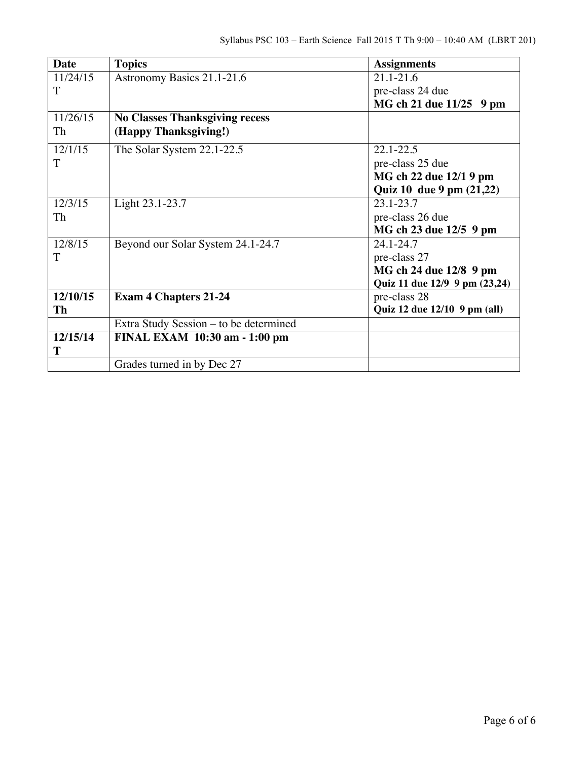| Date | Topics | Assignments |
|---|---|---|
| 11/24/15 T | Astronomy Basics 21.1-21.6 | 21.1-21.6<br>pre-class 24 due<br>**MG ch 21 due 11/25 9 pm** |
| 11/26/15 Th | **No Classes Thanksgiving recess (Happy Thanksgiving!)** | |
| 12/1/15 T | The Solar System 22.1-22.5 | 22.1-22.5<br>pre-class 25 due<br>**MG ch 22 due 12/1 9 pm**<br>**Quiz 10 due 9 pm (21,22)** |
| 12/3/15 Th | Light 23.1-23.7 | 23.1-23.7<br>pre-class 26 due<br>**MG ch 23 due 12/5 9 pm** |
| 12/8/15 T | Beyond our Solar System 24.1-24.7 | 24.1-24.7<br>pre-class 27<br>**MG ch 24 due 12/8 9 pm**<br>**Quiz 11 due 12/9 9 pm (23,24)** |
| **12/10/15 Th** | **Exam 4 Chapters 21-24** | pre-class 28<br>**Quiz 12 due 12/10 9 pm (all)** |
| | Extra Study Session – to be determined | |
| **12/15/14 T** | **FINAL EXAM 10:30 am - 1:00 pm** | |
| | Grades turned in by Dec 27 | |